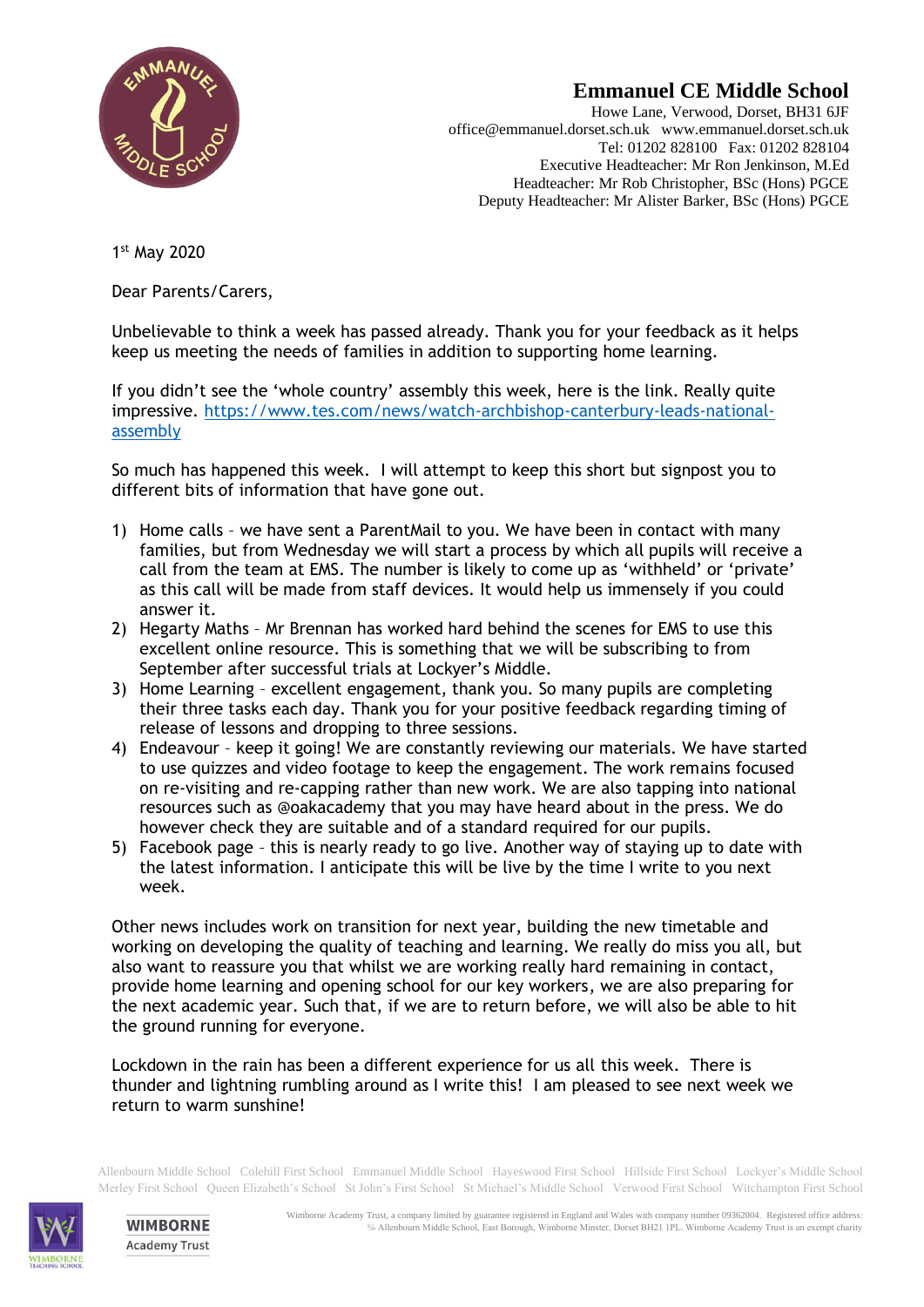# Emmanuel CE Middle School

Howe Lane, Verwood, Dorset, BH31 6JF
office@emmanuel.dorset.sch.uk www.emmanuel.dorset.sch.uk
Tel: 01202 828100 Fax: 01202 828104
Executive Headteacher: Mr Ron Jenkinson, M.Ed
Headteacher: Mr Rob Christopher, BSc (Hons) PGCE
Deputy Headteacher: Mr Alister Barker, BSc (Hons) PGCE

1st May 2020

Dear Parents/Carers,

Unbelievable to think a week has passed already. Thank you for your feedback as it helps keep us meeting the needs of families in addition to supporting home learning.

If you didn't see the 'whole country' assembly this week, here is the link. Really quite impressive. [https://www.tes.com/news/watch-archbishop-canterbury-leads-national-assembly](https://www.tes.com/news/watch-archbishop-canterbury-leads-national-assembly)

So much has happened this week. I will attempt to keep this short but signpost you to different bits of information that have gone out.

1) Home calls – we have sent a ParentMail to you. We have been in contact with many families, but from Wednesday we will start a process by which all pupils will receive a call from the team at EMS. The number is likely to come up as 'withheld' or 'private' as this call will be made from staff devices. It would help us immensely if you could answer it.
2) Hegarty Maths – Mr Brennan has worked hard behind the scenes for EMS to use this excellent online resource. This is something that we will be subscribing to from September after successful trials at Lockyer's Middle.
3) Home Learning – excellent engagement, thank you. So many pupils are completing their three tasks each day. Thank you for your positive feedback regarding timing of release of lessons and dropping to three sessions.
4) Endeavour – keep it going! We are constantly reviewing our materials. We have started to use quizzes and video footage to keep the engagement. The work remains focused on re-visiting and re-capping rather than new work. We are also tapping into national resources such as @oakacademy that you may have heard about in the press. We do however check they are suitable and of a standard required for our pupils.
5) Facebook page – this is nearly ready to go live. Another way of staying up to date with the latest information. I anticipate this will be live by the time I write to you next week.

Other news includes work on transition for next year, building the new timetable and working on developing the quality of teaching and learning. We really do miss you all, but also want to reassure you that whilst we are working really hard remaining in contact, provide home learning and opening school for our key workers, we are also preparing for the next academic year. Such that, if we are to return before, we will also be able to hit the ground running for everyone.

Lockdown in the rain has been a different experience for us all this week. There is thunder and lightning rumbling around as I write this! I am pleased to see next week we return to warm sunshine!

Allenbourn Middle School Colehill First School Emmanuel Middle School Hayeswood First School Hillside First School Lockyer's Middle School Merley First School Queen Elizabeth's School St John's First School St Michael's Middle School Verwood First School Witchampton First School

Wimborne Academy Trust, a company limited by guarantee registered in England and Wales with company number 09362004. Registered office address: ℅ Allenbourn Middle School, East Borough, Wimborne Minster, Dorset BH21 1PL. Wimborne Academy Trust is an exempt charity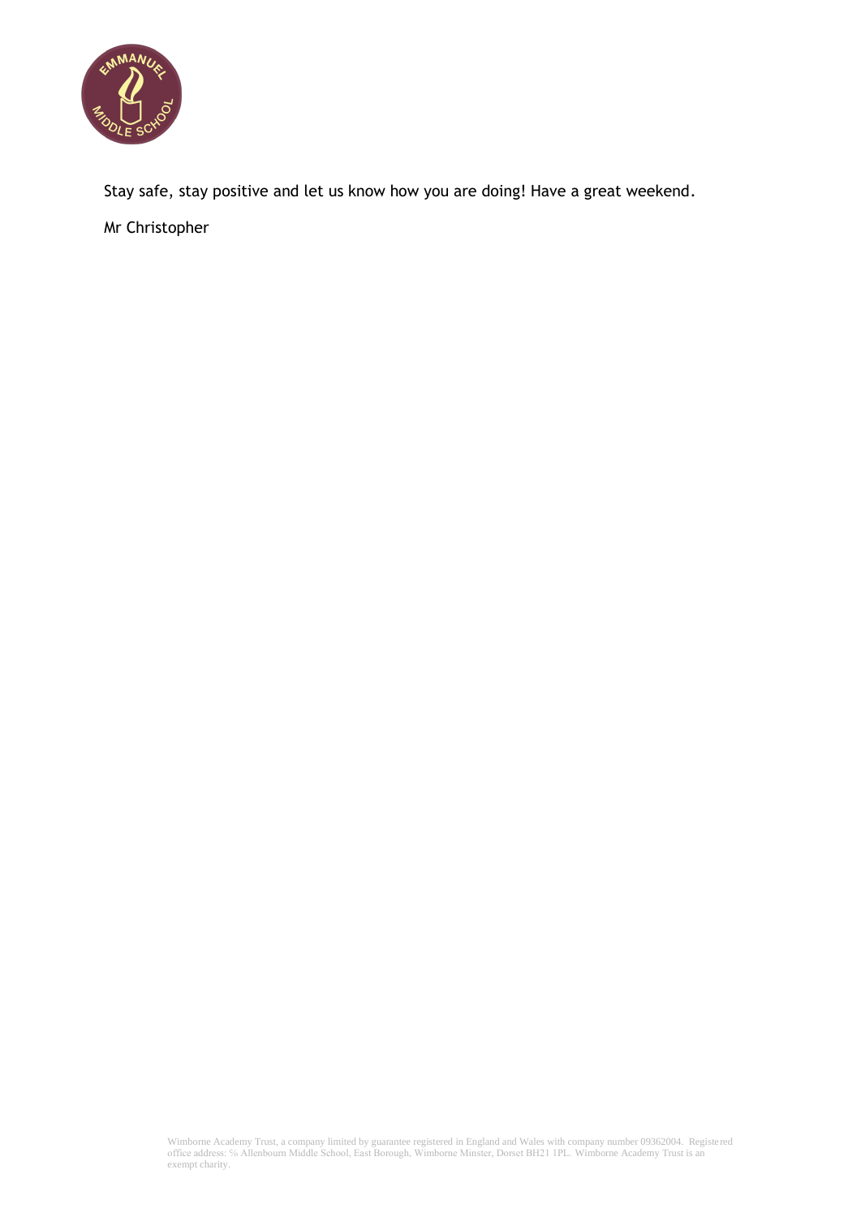Stay safe, stay positive and let us know how you are doing! Have a great weekend.

Mr Christopher